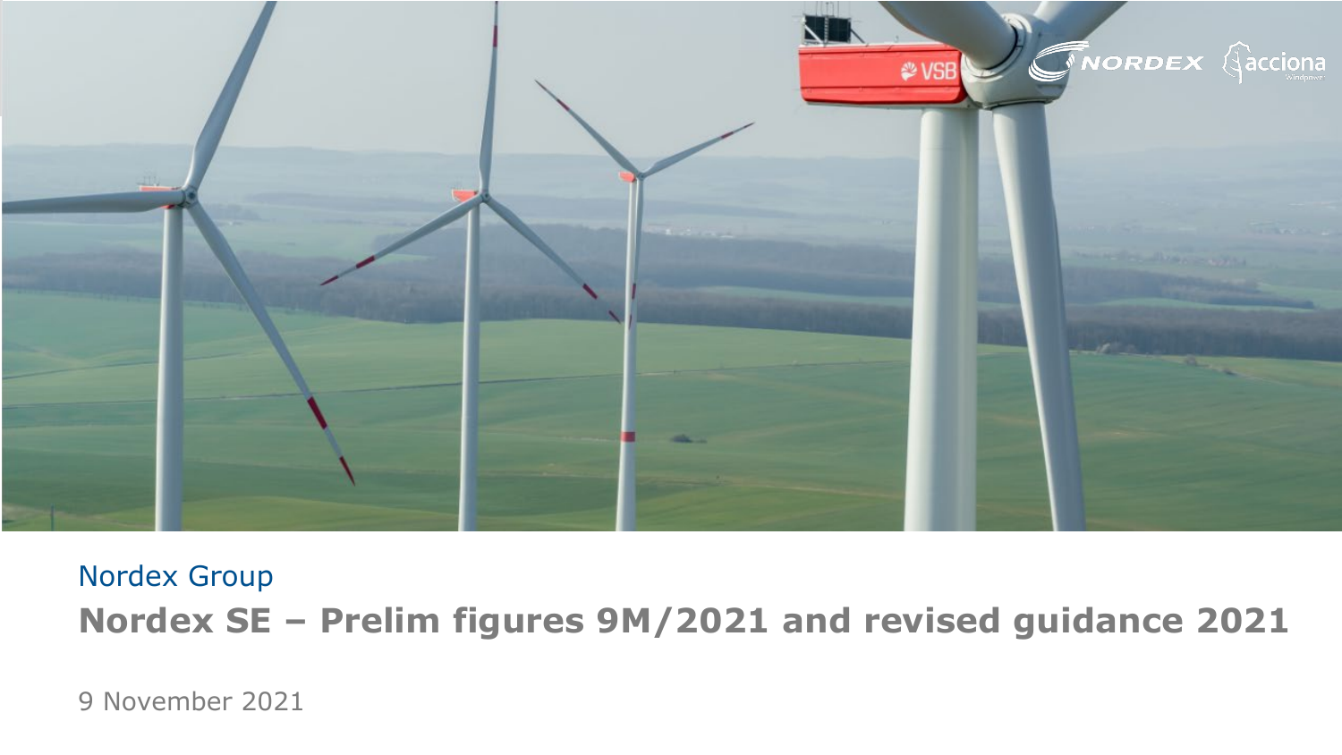Nordex Group

# Nordex SE – Prelim figures 9M/2021 and revised guidance 2021

9 November 2021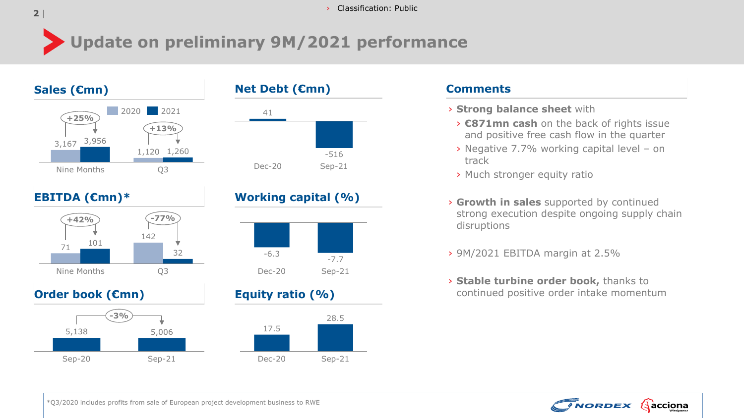# Update on preliminary 9M/2021 performance

## Sales (€mn)

| | 2020 | 2021 | Change |
|---|---|---|---|
| Nine Months | 3,167 | 3,956 | +25% |
| Q3 | 1,120 | 1,260 | +13% |

## EBITDA (€mn)*

| | 2020 | 2021 | Change |
|---|---|---|---|
| Nine Months | 71 | 101 | +42% |
| Q3 | 142 | 32 | -77% |

## Order book (€mn)

| Sep-20 | Sep-21 | Change |
|---|---|---|
| 5,138 | 5,006 | -3% |

## Net Debt (€mn)

| Dec-20 | Sep-21 |
|---|---|
| 41 | -516 |

## Working capital (%)

| Dec-20 | Sep-21 |
|---|---|
| -6.3 | -7.7 |

## Equity ratio (%)

| Dec-20 | Sep-21 |
|---|---|
| 17.5 | 28.5 |

## Comments

- **Strong balance sheet** with
  - **€871mn cash** on the back of rights issue and positive free cash flow in the quarter
  - Negative 7.7% working capital level – on track
  - Much stronger equity ratio
- **Growth in sales** supported by continued strong execution despite ongoing supply chain disruptions
- 9M/2021 EBITDA margin at 2.5%
- **Stable turbine order book,** thanks to continued positive order intake momentum

*Q3/2020 includes profits from sale of European project development business to RWE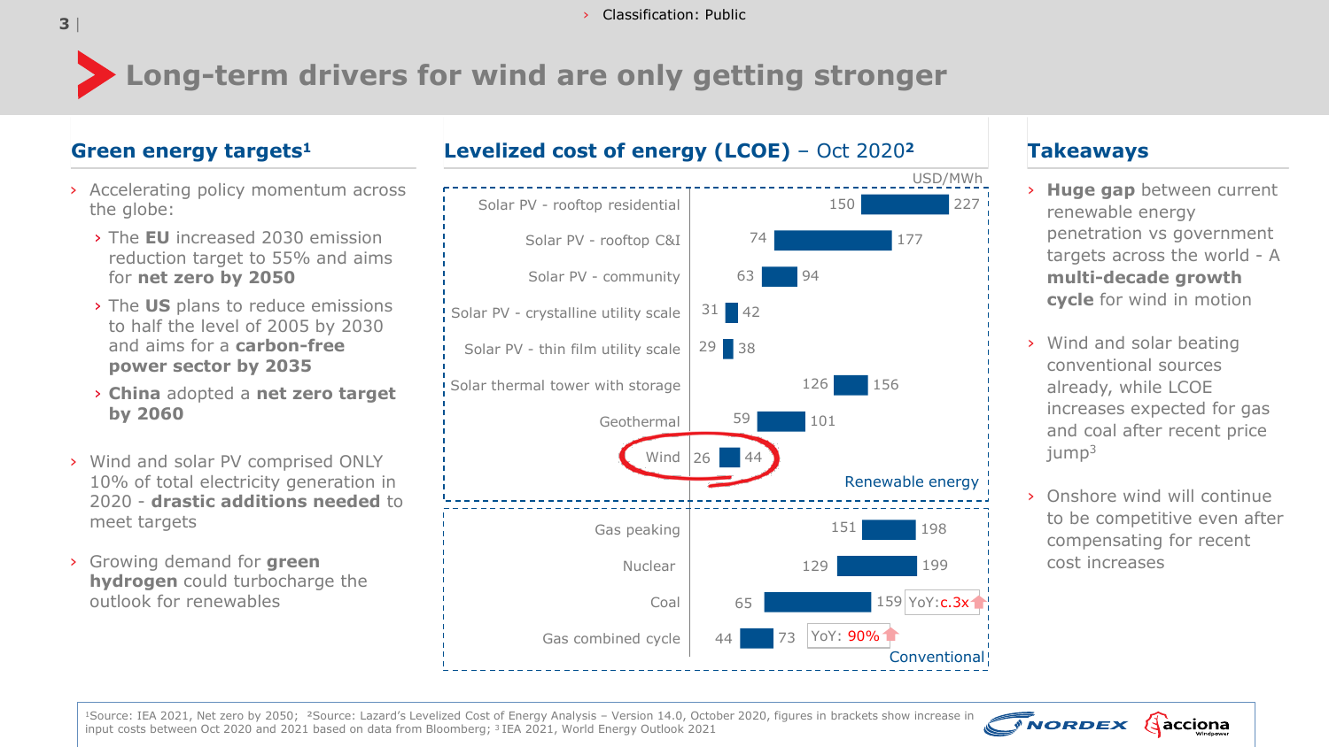# Long-term drivers for wind are only getting stronger

## Green energy targets[1]

- Accelerating policy momentum across the globe:
  - The **EU** increased 2030 emission reduction target to 55% and aims for **net zero by 2050**
  - The **US** plans to reduce emissions to half the level of 2005 by 2030 and aims for a **carbon-free power sector by 2035**
  - **China** adopted a **net zero target by 2060**
- Wind and solar PV comprised ONLY 10% of total electricity generation in 2020 - **drastic additions needed** to meet targets
- Growing demand for **green hydrogen** could turbocharge the outlook for renewables

## Levelized cost of energy (LCOE) – Oct 2020[2]

USD/MWh

| Technology | Low | High | Category |
|---|---|---|---|
| Solar PV - rooftop residential | 150 | 227 | Renewable energy |
| Solar PV - rooftop C&I | 74 | 177 | Renewable energy |
| Solar PV - community | 63 | 94 | Renewable energy |
| Solar PV - crystalline utility scale | 31 | 42 | Renewable energy |
| Solar PV - thin film utility scale | 29 | 38 | Renewable energy |
| Solar thermal tower with storage | 126 | 156 | Renewable energy |
| Geothermal | 59 | 101 | Renewable energy |
| Wind | 26 | 44 | Renewable energy |
| Gas peaking | 151 | 198 | Conventional |
| Nuclear | 129 | 199 | Conventional |
| Coal | 65 | 159 (YoY: c.3x) | Conventional |
| Gas combined cycle | 44 | 73 (YoY: 90%) | Conventional |

## Takeaways

- **Huge gap** between current renewable energy penetration vs government targets across the world - A **multi-decade growth cycle** for wind in motion
- Wind and solar beating conventional sources already, while LCOE increases expected for gas and coal after recent price jump[3]
- Onshore wind will continue to be competitive even after compensating for recent cost increases

[1]Source: IEA 2021, Net zero by 2050; [2]Source: Lazard's Levelized Cost of Energy Analysis – Version 14.0, October 2020, figures in brackets show increase in input costs between Oct 2020 and 2021 based on data from Bloomberg; [3] IEA 2021, World Energy Outlook 2021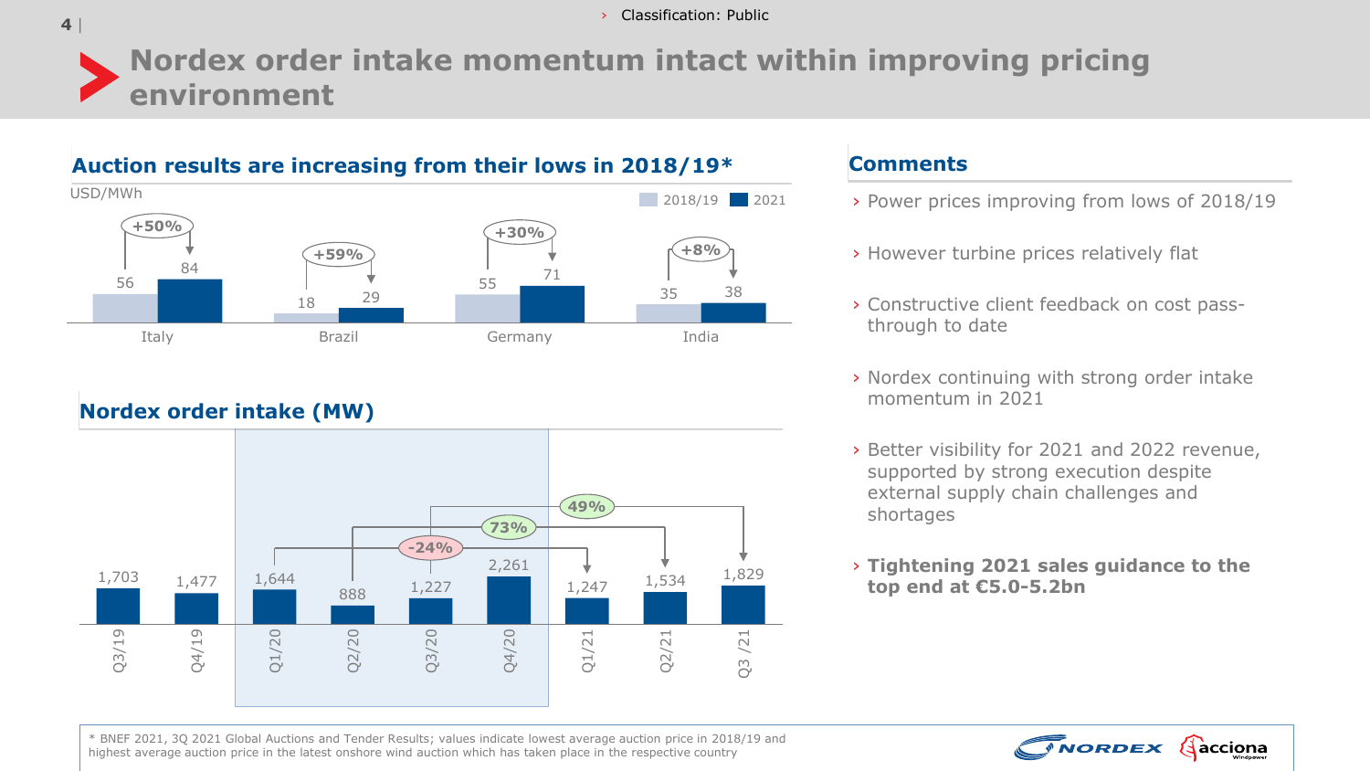# Nordex order intake momentum intact within improving pricing environment

## Auction results are increasing from their lows in 2018/19*

USD/MWh

| Country | 2018/19 | 2021 | Change |
|---|---|---|---|
| Italy | 56 | 84 | +50% |
| Brazil | 18 | 29 | +59% |
| Germany | 55 | 71 | +30% |
| India | 35 | 38 | +8% |

## Nordex order intake (MW)

| Q3/19 | Q4/19 | Q1/20 | Q2/20 | Q3/20 | Q4/20 | Q1/21 | Q2/21 | Q3 /21 |
|---|---|---|---|---|---|---|---|---|
| 1,703 | 1,477 | 1,644 | 888 | 1,227 | 2,261 | 1,247 | 1,534 | 1,829 |

- Q1/20 → Q1/21: -24%
- Q2/20 → Q2/21: 73%
- Q3/20 → Q3/21: 49%

## Comments

- Power prices improving from lows of 2018/19
- However turbine prices relatively flat
- Constructive client feedback on cost pass-through to date
- Nordex continuing with strong order intake momentum in 2021
- Better visibility for 2021 and 2022 revenue, supported by strong execution despite external supply chain challenges and shortages
- **Tightening 2021 sales guidance to the top end at €5.0-5.2bn**

* BNEF 2021, 3Q 2021 Global Auctions and Tender Results; values indicate lowest average auction price in 2018/19 and highest average auction price in the latest onshore wind auction which has taken place in the respective country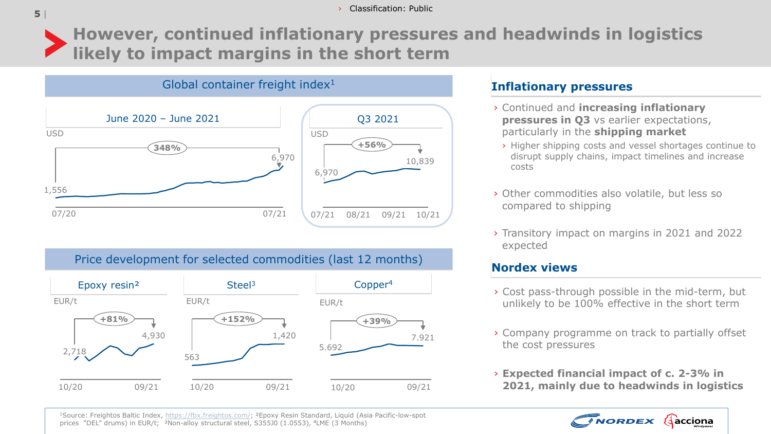Classification: Public

# However, continued inflationary pressures and headwinds in logistics likely to impact margins in the short term

## Global container freight index[1]

**June 2020 – June 2021**

USD

- 07/20: 1,556
- 07/21: 6,970
- Change: 348%

**Q3 2021**

USD

- 07/21: 6,970
- 10/21: 10,839
- Change: +56%

## Price development for selected commodities (last 12 months)

| Commodity | Unit | 10/20 | 09/21 | Change |
|---|---|---|---|---|
| Epoxy resin[2] | EUR/t | 2,718 | 4,930 | +81% |
| Steel[3] | EUR/t | 563 | 1,420 | +152% |
| Copper[4] | EUR/t | 5.692 | 7.921 | +39% |

## Inflationary pressures

- Continued and **increasing inflationary pressures in Q3** vs earlier expectations, particularly in the **shipping market**
  - Higher shipping costs and vessel shortages continue to disrupt supply chains, impact timelines and increase costs
- Other commodities also volatile, but less so compared to shipping
- Transitory impact on margins in 2021 and 2022 expected

## Nordex views

- Cost pass-through possible in the mid-term, but unlikely to be 100% effective in the short term
- Company programme on track to partially offset the cost pressures
- **Expected financial impact of c. 2-3% in 2021, mainly due to headwinds in logistics**

[1]Source: Freightos Baltic Index, https://fbx.freightos.com/; [2]Epoxy Resin Standard, Liquid (Asia Pacific-low-spot prices "DEL" drums) in EUR/t; [3]Non-alloy structural steel, S355J0 (1.0553), [4]LME (3 Months)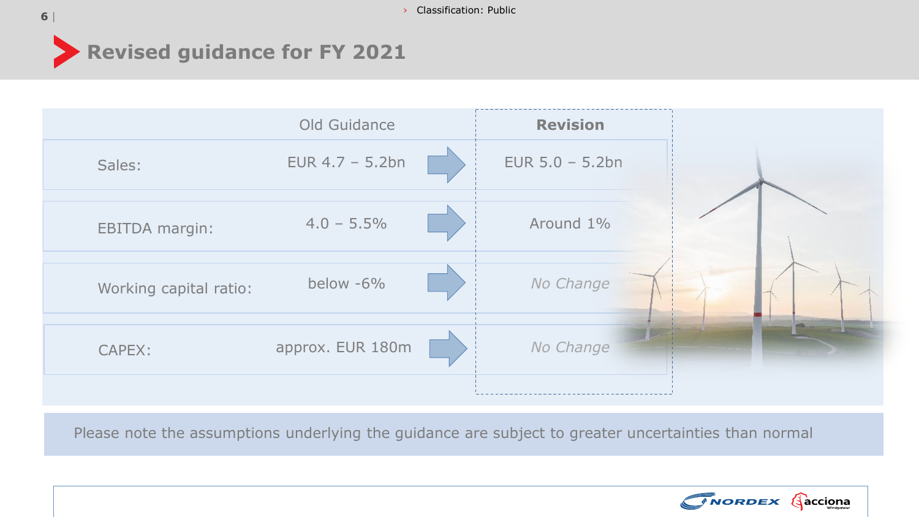# Revised guidance for FY 2021

| | Old Guidance | Revision |
|---|---|---|
| Sales: | EUR 4.7 – 5.2bn | EUR 5.0 – 5.2bn |
| EBITDA margin: | 4.0 – 5.5% | Around 1% |
| Working capital ratio: | below -6% | *No Change* |
| CAPEX: | approx. EUR 180m | *No Change* |

Please note the assumptions underlying the guidance are subject to greater uncertainties than normal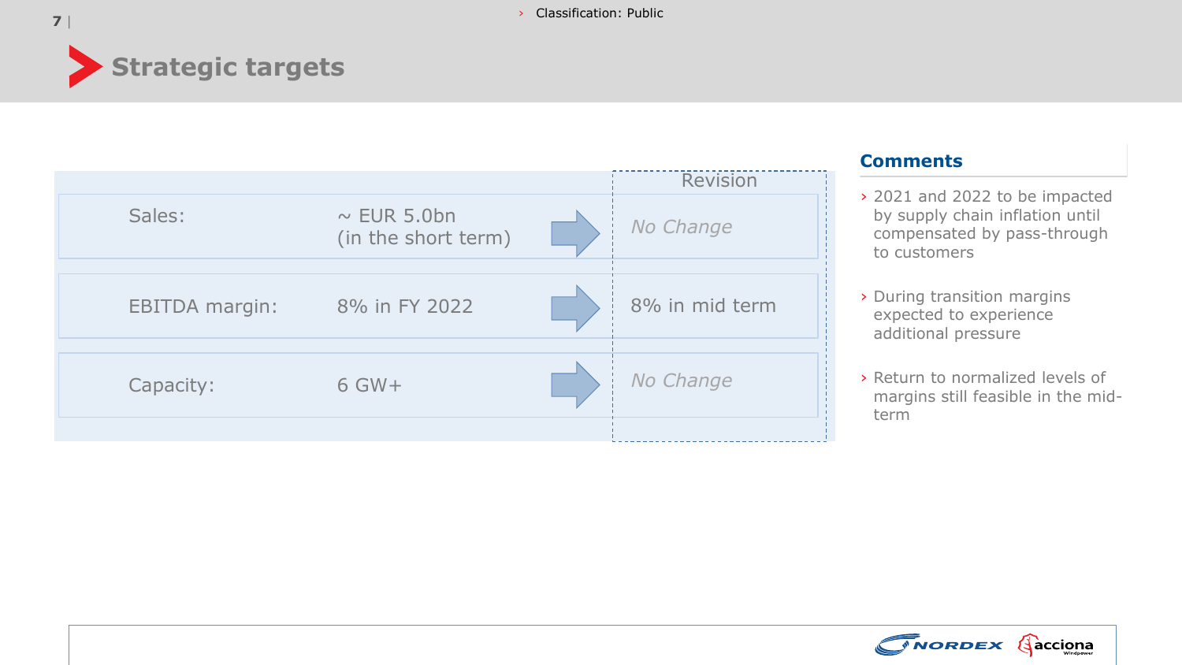# Strategic targets

| | | Revision |
|---|---|---|
| Sales: | ~ EUR 5.0bn (in the short term) | *No Change* |
| EBITDA margin: | 8% in FY 2022 | 8% in mid term |
| Capacity: | 6 GW+ | *No Change* |

## Comments

- 2021 and 2022 to be impacted by supply chain inflation until compensated by pass-through to customers
- During transition margins expected to experience additional pressure
- Return to normalized levels of margins still feasible in the mid-term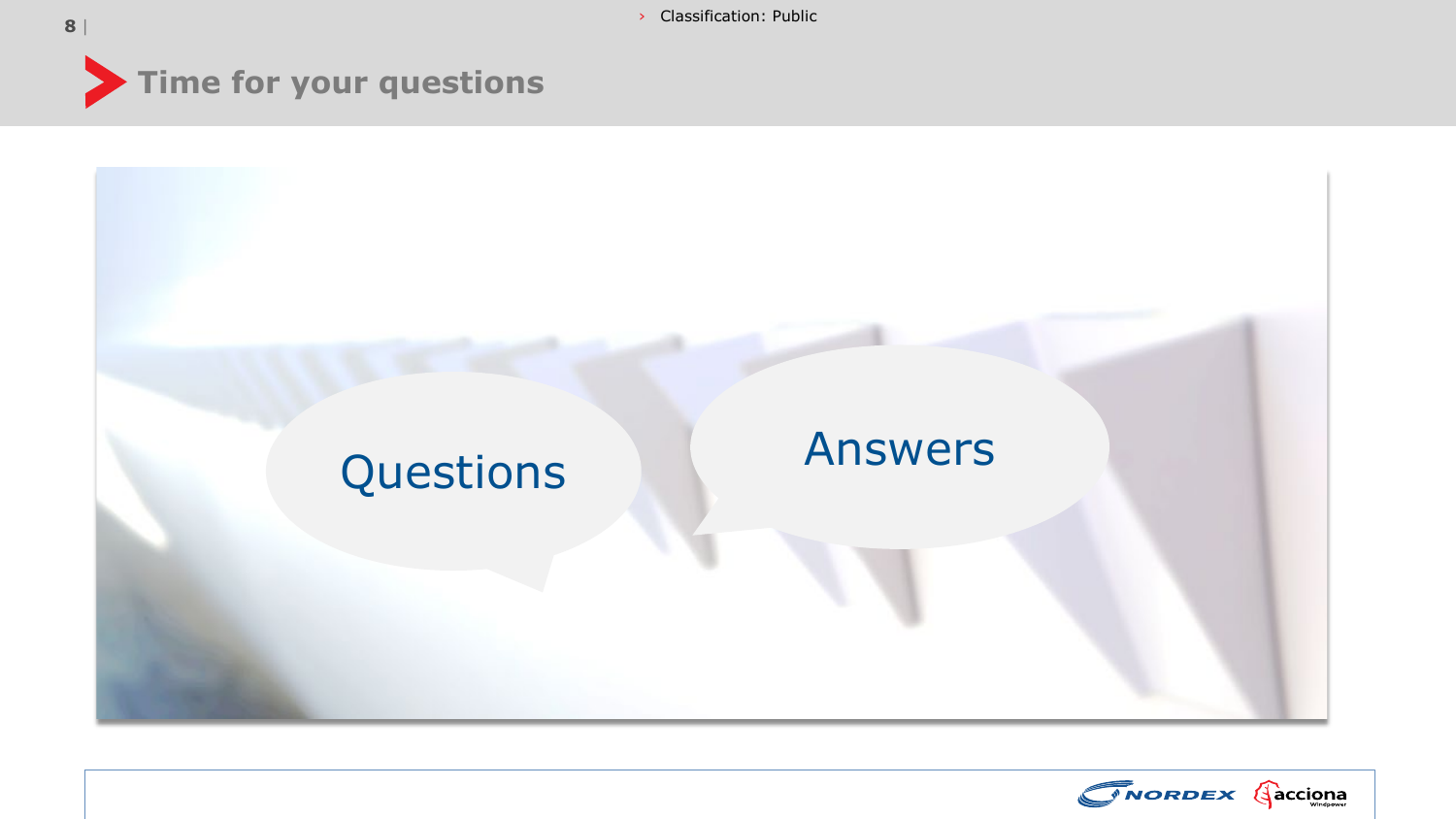# Time for your questions

Questions

Answers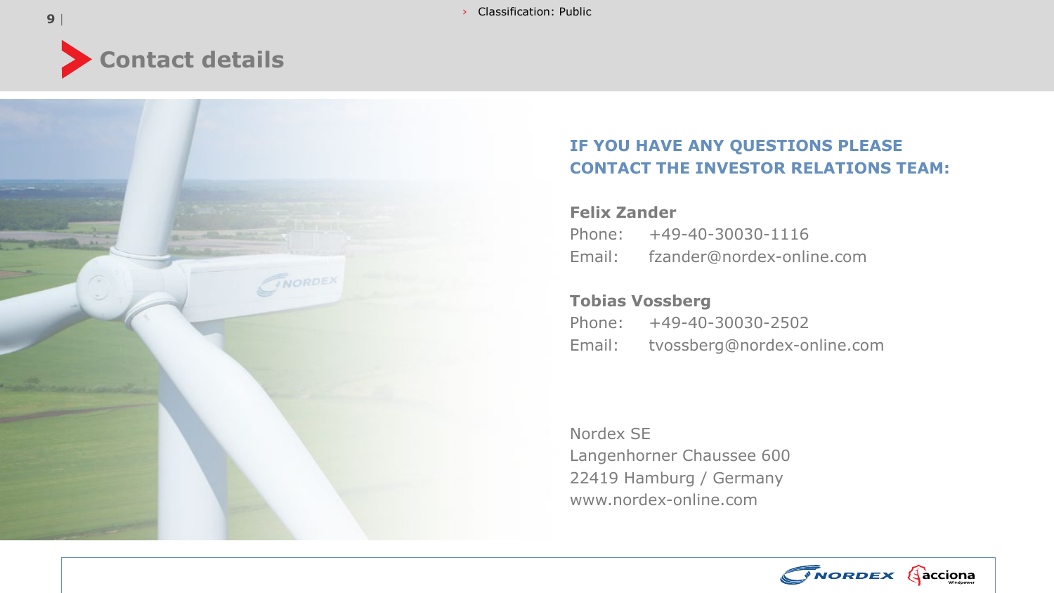Classification: Public

# Contact details

**IF YOU HAVE ANY QUESTIONS PLEASE CONTACT THE INVESTOR RELATIONS TEAM:**

**Felix Zander**
Phone: +49-40-30030-1116
Email: fzander@nordex-online.com

**Tobias Vossberg**
Phone: +49-40-30030-2502
Email: tvossberg@nordex-online.com

Nordex SE
Langenhorner Chaussee 600
22419 Hamburg / Germany
www.nordex-online.com